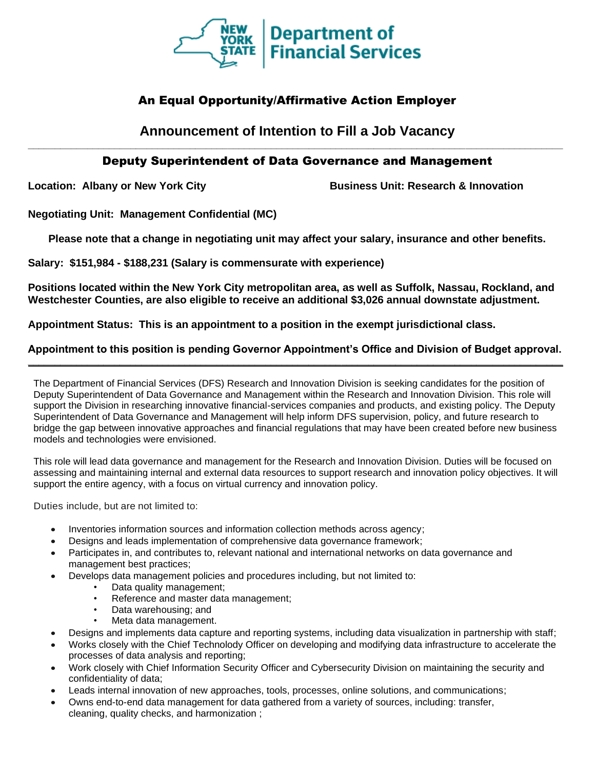New York State Department of Financial Services

## An Equal Opportunity/Affirmative Action Employer

# Announcement of Intention to Fill a Job Vacancy

## Deputy Superintendent of Data Governance and Management

**Location: Albany or New York City** **Business Unit: Research & Innovation**

**Negotiating Unit: Management Confidential (MC)**

**Please note that a change in negotiating unit may affect your salary, insurance and other benefits.**

**Salary: $151,984 - $188,231 (Salary is commensurate with experience)**

**Positions located within the New York City metropolitan area, as well as Suffolk, Nassau, Rockland, and Westchester Counties, are also eligible to receive an additional $3,026 annual downstate adjustment.**

**Appointment Status: This is an appointment to a position in the exempt jurisdictional class.**

**Appointment to this position is pending Governor Appointment's Office and Division of Budget approval.**

---

The Department of Financial Services (DFS) Research and Innovation Division is seeking candidates for the position of Deputy Superintendent of Data Governance and Management within the Research and Innovation Division. This role will support the Division in researching innovative financial-services companies and products, and existing policy. The Deputy Superintendent of Data Governance and Management will help inform DFS supervision, policy, and future research to bridge the gap between innovative approaches and financial regulations that may have been created before new business models and technologies were envisioned.

This role will lead data governance and management for the Research and Innovation Division. Duties will be focused on assessing and maintaining internal and external data resources to support research and innovation policy objectives. It will support the entire agency, with a focus on virtual currency and innovation policy.

Duties include, but are not limited to:

- Inventories information sources and information collection methods across agency;
- Designs and leads implementation of comprehensive data governance framework;
- Participates in, and contributes to, relevant national and international networks on data governance and management best practices;
- Develops data management policies and procedures including, but not limited to:
  - Data quality management;
  - Reference and master data management;
  - Data warehousing; and
  - Meta data management.
- Designs and implements data capture and reporting systems, including data visualization in partnership with staff;
- Works closely with the Chief Technolody Officer on developing and modifying data infrastructure to accelerate the processes of data analysis and reporting;
- Work closely with Chief Information Security Officer and Cybersecurity Division on maintaining the security and confidentiality of data;
- Leads internal innovation of new approaches, tools, processes, online solutions, and communications;
- Owns end-to-end data management for data gathered from a variety of sources, including: transfer, cleaning, quality checks, and harmonization ;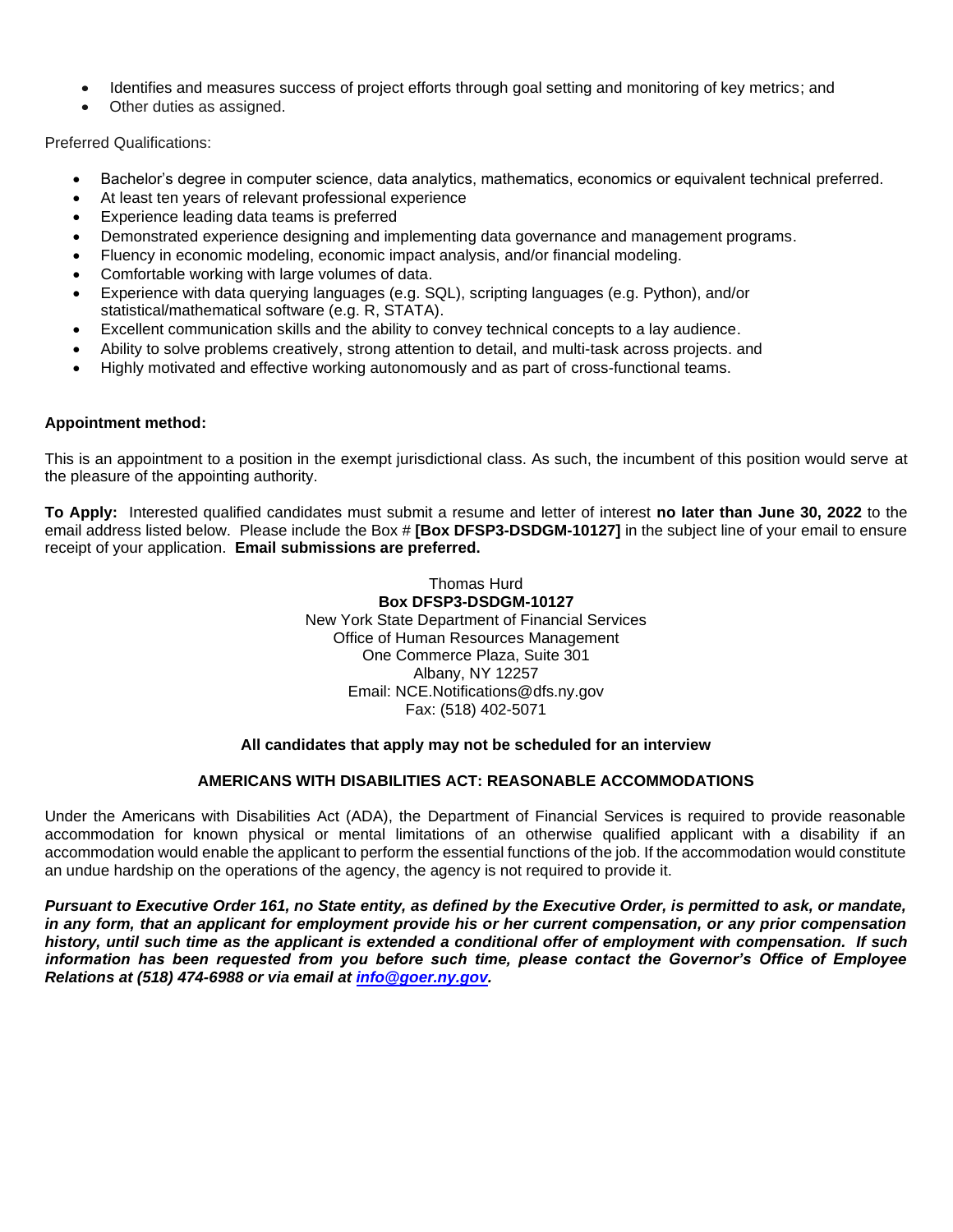- Identifies and measures success of project efforts through goal setting and monitoring of key metrics; and
- Other duties as assigned.

Preferred Qualifications:

- Bachelor's degree in computer science, data analytics, mathematics, economics or equivalent technical preferred.
- At least ten years of relevant professional experience
- Experience leading data teams is preferred
- Demonstrated experience designing and implementing data governance and management programs.
- Fluency in economic modeling, economic impact analysis, and/or financial modeling.
- Comfortable working with large volumes of data.
- Experience with data querying languages (e.g. SQL), scripting languages (e.g. Python), and/or statistical/mathematical software (e.g. R, STATA).
- Excellent communication skills and the ability to convey technical concepts to a lay audience.
- Ability to solve problems creatively, strong attention to detail, and multi-task across projects. and
- Highly motivated and effective working autonomously and as part of cross-functional teams.

**Appointment method:**

This is an appointment to a position in the exempt jurisdictional class. As such, the incumbent of this position would serve at the pleasure of the appointing authority.

**To Apply:** Interested qualified candidates must submit a resume and letter of interest **no later than June 30, 2022** to the email address listed below. Please include the Box # **[Box DFSP3-DSDGM-10127]** in the subject line of your email to ensure receipt of your application. **Email submissions are preferred.**

Thomas Hurd
**Box DFSP3-DSDGM-10127**
New York State Department of Financial Services
Office of Human Resources Management
One Commerce Plaza, Suite 301
Albany, NY 12257
Email: NCE.Notifications@dfs.ny.gov
Fax: (518) 402-5071

**All candidates that apply may not be scheduled for an interview**

**AMERICANS WITH DISABILITIES ACT: REASONABLE ACCOMMODATIONS**

Under the Americans with Disabilities Act (ADA), the Department of Financial Services is required to provide reasonable accommodation for known physical or mental limitations of an otherwise qualified applicant with a disability if an accommodation would enable the applicant to perform the essential functions of the job. If the accommodation would constitute an undue hardship on the operations of the agency, the agency is not required to provide it.

***Pursuant to Executive Order 161, no State entity, as defined by the Executive Order, is permitted to ask, or mandate, in any form, that an applicant for employment provide his or her current compensation, or any prior compensation history, until such time as the applicant is extended a conditional offer of employment with compensation. If such information has been requested from you before such time, please contact the Governor's Office of Employee Relations at (518) 474-6988 or via email at info@goer.ny.gov.***